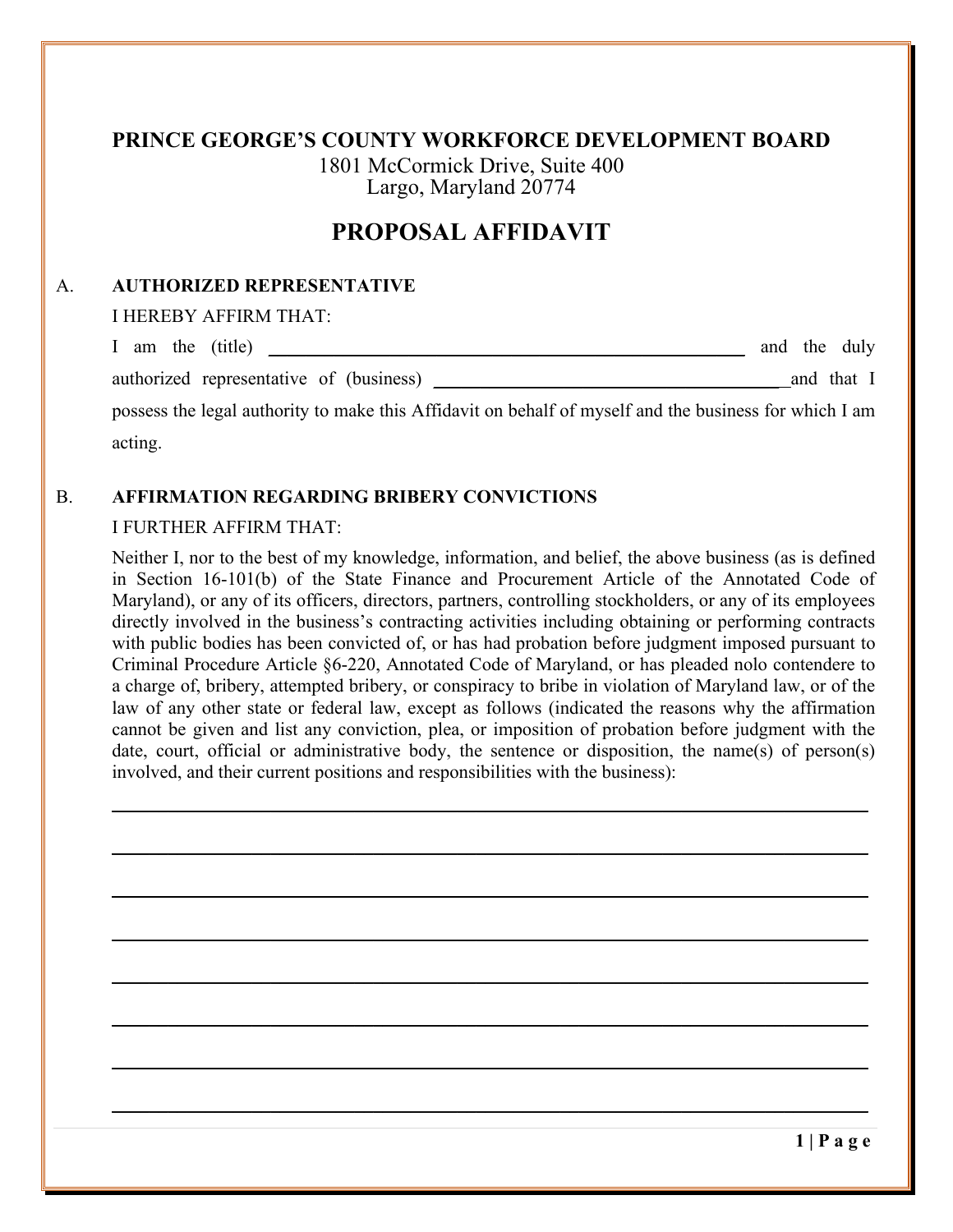# PRINCE GEORGE'S COUNTY WORKFORCE DEVELOPMENT BOARD

1801 McCormick Drive, Suite 400
Largo, Maryland 20774

## PROPOSAL AFFIDAVIT

A. **AUTHORIZED REPRESENTATIVE**

I HEREBY AFFIRM THAT:

I am the (title) ______________________________ and the duly authorized representative of (business) ______________________________ and that I possess the legal authority to make this Affidavit on behalf of myself and the business for which I am acting.

B. **AFFIRMATION REGARDING BRIBERY CONVICTIONS**

I FURTHER AFFIRM THAT:

Neither I, nor to the best of my knowledge, information, and belief, the above business (as is defined in Section 16-101(b) of the State Finance and Procurement Article of the Annotated Code of Maryland), or any of its officers, directors, partners, controlling stockholders, or any of its employees directly involved in the business's contracting activities including obtaining or performing contracts with public bodies has been convicted of, or has had probation before judgment imposed pursuant to Criminal Procedure Article §6-220, Annotated Code of Maryland, or has pleaded nolo contendere to a charge of, bribery, attempted bribery, or conspiracy to bribe in violation of Maryland law, or of the law of any other state or federal law, except as follows (indicated the reasons why the affirmation cannot be given and list any conviction, plea, or imposition of probation before judgment with the date, court, official or administrative body, the sentence or disposition, the name(s) of person(s) involved, and their current positions and responsibilities with the business):

______________________________________________________________________

______________________________________________________________________

______________________________________________________________________

______________________________________________________________________

______________________________________________________________________

______________________________________________________________________

______________________________________________________________________

______________________________________________________________________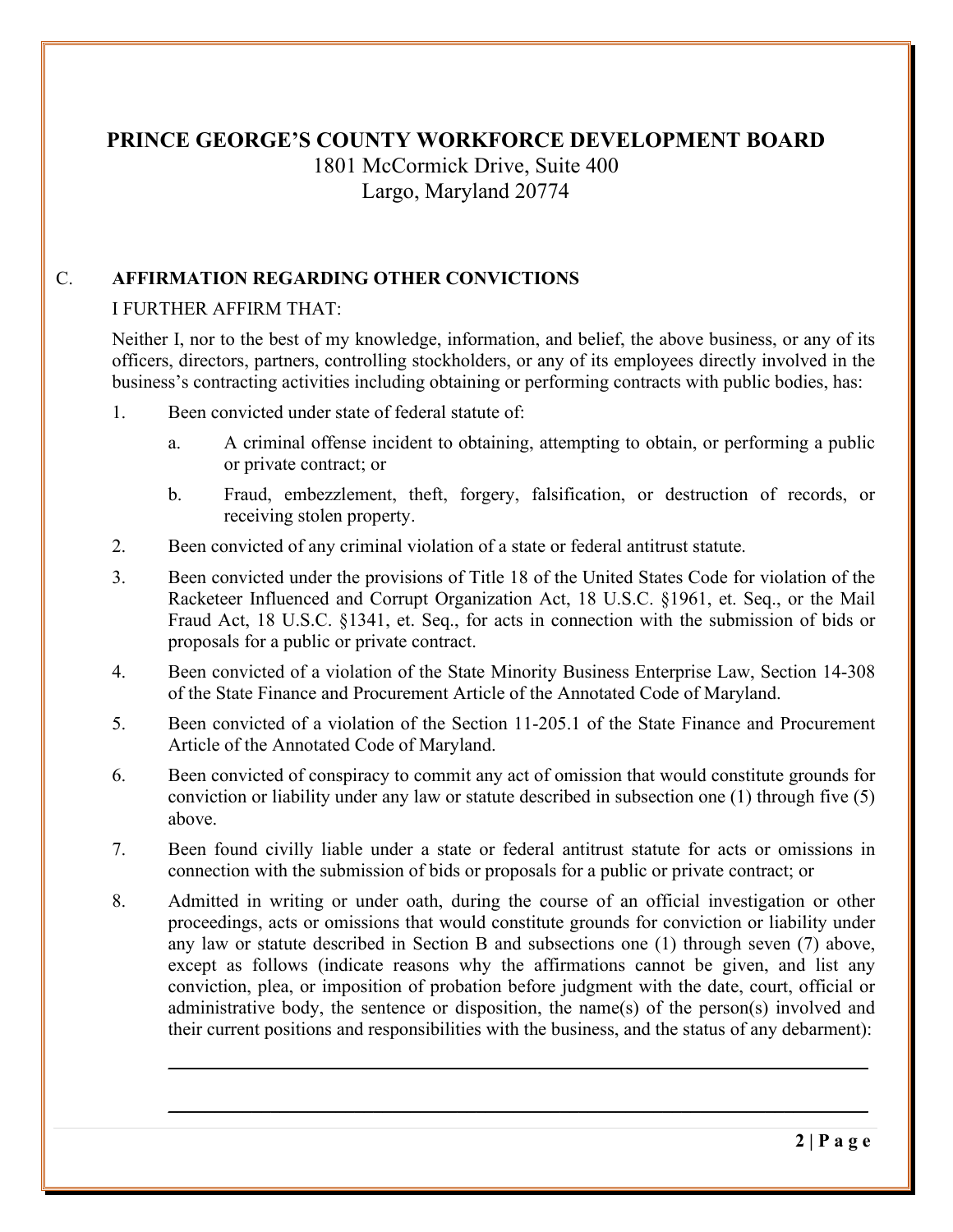# PRINCE GEORGE'S COUNTY WORKFORCE DEVELOPMENT BOARD

1801 McCormick Drive, Suite 400
Largo, Maryland 20774

## C. AFFIRMATION REGARDING OTHER CONVICTIONS

I FURTHER AFFIRM THAT:

Neither I, nor to the best of my knowledge, information, and belief, the above business, or any of its officers, directors, partners, controlling stockholders, or any of its employees directly involved in the business's contracting activities including obtaining or performing contracts with public bodies, has:

1. Been convicted under state of federal statute of:
   a. A criminal offense incident to obtaining, attempting to obtain, or performing a public or private contract; or
   b. Fraud, embezzlement, theft, forgery, falsification, or destruction of records, or receiving stolen property.
2. Been convicted of any criminal violation of a state or federal antitrust statute.
3. Been convicted under the provisions of Title 18 of the United States Code for violation of the Racketeer Influenced and Corrupt Organization Act, 18 U.S.C. §1961, et. Seq., or the Mail Fraud Act, 18 U.S.C. §1341, et. Seq., for acts in connection with the submission of bids or proposals for a public or private contract.
4. Been convicted of a violation of the State Minority Business Enterprise Law, Section 14-308 of the State Finance and Procurement Article of the Annotated Code of Maryland.
5. Been convicted of a violation of the Section 11-205.1 of the State Finance and Procurement Article of the Annotated Code of Maryland.
6. Been convicted of conspiracy to commit any act of omission that would constitute grounds for conviction or liability under any law or statute described in subsection one (1) through five (5) above.
7. Been found civilly liable under a state or federal antitrust statute for acts or omissions in connection with the submission of bids or proposals for a public or private contract; or
8. Admitted in writing or under oath, during the course of an official investigation or other proceedings, acts or omissions that would constitute grounds for conviction or liability under any law or statute described in Section B and subsections one (1) through seven (7) above, except as follows (indicate reasons why the affirmations cannot be given, and list any conviction, plea, or imposition of probation before judgment with the date, court, official or administrative body, the sentence or disposition, the name(s) of the person(s) involved and their current positions and responsibilities with the business, and the status of any debarment):

   ______________________________________________________________________

   ______________________________________________________________________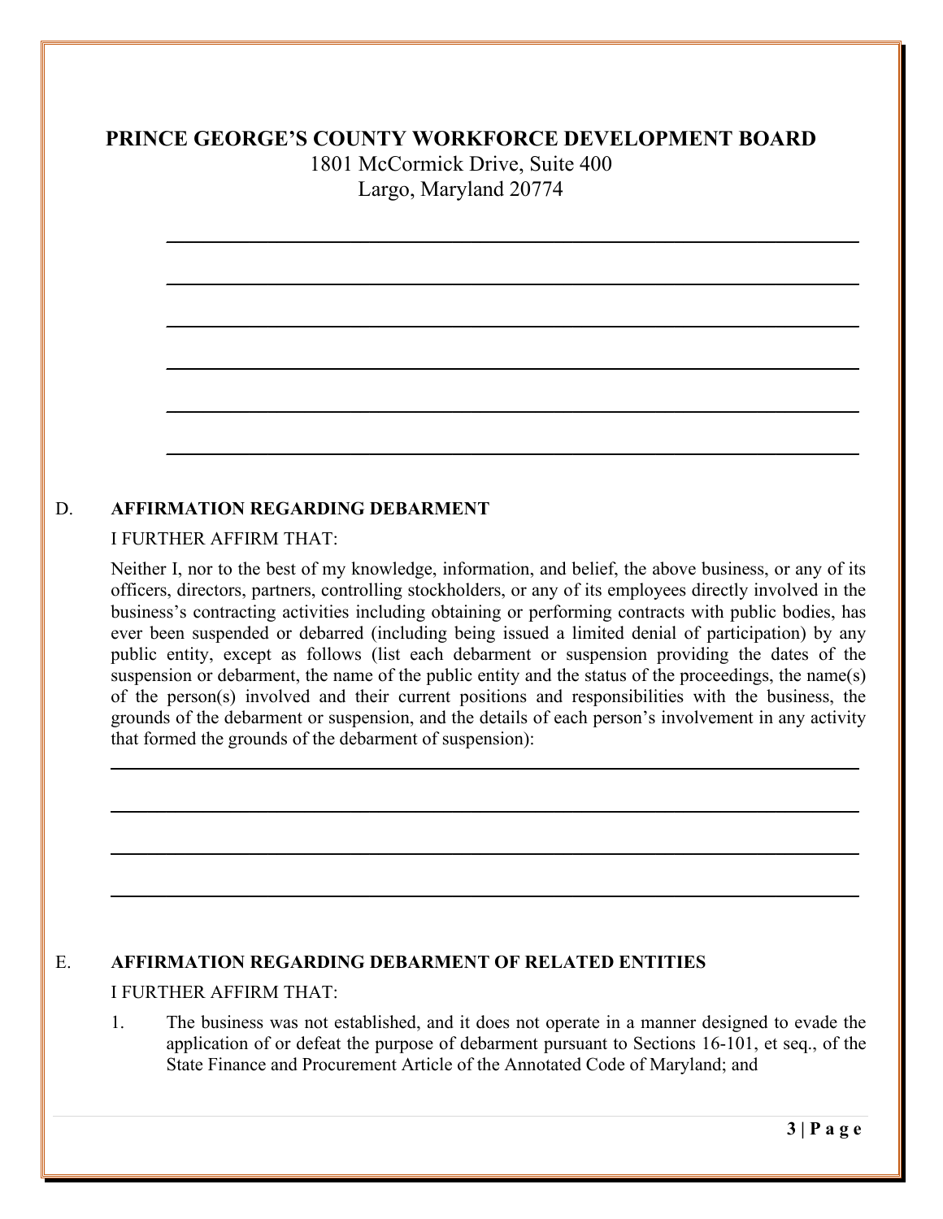**PRINCE GEORGE'S COUNTY WORKFORCE DEVELOPMENT BOARD**

1801 McCormick Drive, Suite 400
Largo, Maryland 20774

______________________________________________________________________

______________________________________________________________________

______________________________________________________________________

______________________________________________________________________

______________________________________________________________________

______________________________________________________________________

D. **AFFIRMATION REGARDING DEBARMENT**

I FURTHER AFFIRM THAT:

Neither I, nor to the best of my knowledge, information, and belief, the above business, or any of its officers, directors, partners, controlling stockholders, or any of its employees directly involved in the business's contracting activities including obtaining or performing contracts with public bodies, has ever been suspended or debarred (including being issued a limited denial of participation) by any public entity, except as follows (list each debarment or suspension providing the dates of the suspension or debarment, the name of the public entity and the status of the proceedings, the name(s) of the person(s) involved and their current positions and responsibilities with the business, the grounds of the debarment or suspension, and the details of each person's involvement in any activity that formed the grounds of the debarment of suspension):

______________________________________________________________________

______________________________________________________________________

______________________________________________________________________

______________________________________________________________________

E. **AFFIRMATION REGARDING DEBARMENT OF RELATED ENTITIES**

I FURTHER AFFIRM THAT:

1. The business was not established, and it does not operate in a manner designed to evade the application of or defeat the purpose of debarment pursuant to Sections 16-101, et seq., of the State Finance and Procurement Article of the Annotated Code of Maryland; and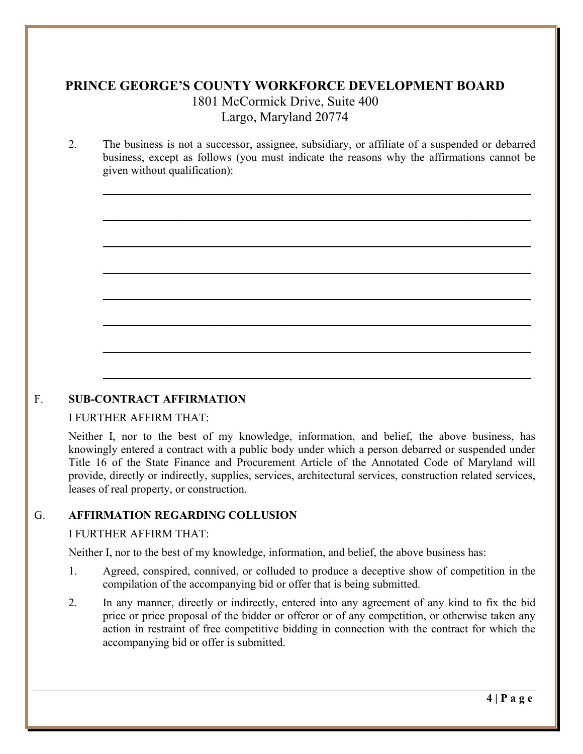**PRINCE GEORGE'S COUNTY WORKFORCE DEVELOPMENT BOARD**
1801 McCormick Drive, Suite 400
Largo, Maryland 20774

2. The business is not a successor, assignee, subsidiary, or affiliate of a suspended or debarred business, except as follows (you must indicate the reasons why the affirmations cannot be given without qualification):

________________________________________________________________________

________________________________________________________________________

________________________________________________________________________

________________________________________________________________________

________________________________________________________________________

________________________________________________________________________

________________________________________________________________________

________________________________________________________________________

F. **SUB-CONTRACT AFFIRMATION**

I FURTHER AFFIRM THAT:

Neither I, nor to the best of my knowledge, information, and belief, the above business, has knowingly entered a contract with a public body under which a person debarred or suspended under Title 16 of the State Finance and Procurement Article of the Annotated Code of Maryland will provide, directly or indirectly, supplies, services, architectural services, construction related services, leases of real property, or construction.

G. **AFFIRMATION REGARDING COLLUSION**

I FURTHER AFFIRM THAT:

Neither I, nor to the best of my knowledge, information, and belief, the above business has:

1. Agreed, conspired, connived, or colluded to produce a deceptive show of competition in the compilation of the accompanying bid or offer that is being submitted.
2. In any manner, directly or indirectly, entered into any agreement of any kind to fix the bid price or price proposal of the bidder or offeror or of any competition, or otherwise taken any action in restraint of free competitive bidding in connection with the contract for which the accompanying bid or offer is submitted.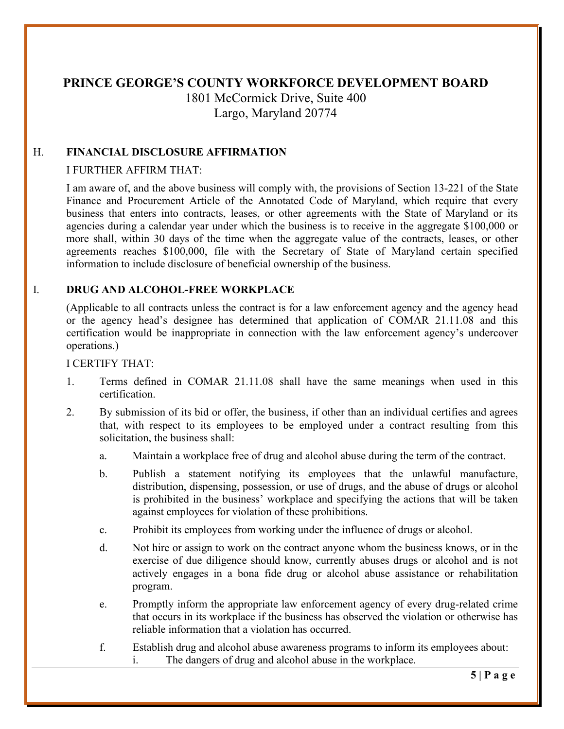**PRINCE GEORGE'S COUNTY WORKFORCE DEVELOPMENT BOARD**
1801 McCormick Drive, Suite 400
Largo, Maryland 20774

## H. FINANCIAL DISCLOSURE AFFIRMATION

I FURTHER AFFIRM THAT:

I am aware of, and the above business will comply with, the provisions of Section 13-221 of the State Finance and Procurement Article of the Annotated Code of Maryland, which require that every business that enters into contracts, leases, or other agreements with the State of Maryland or its agencies during a calendar year under which the business is to receive in the aggregate $100,000 or more shall, within 30 days of the time when the aggregate value of the contracts, leases, or other agreements reaches $100,000, file with the Secretary of State of Maryland certain specified information to include disclosure of beneficial ownership of the business.

## I. DRUG AND ALCOHOL-FREE WORKPLACE

(Applicable to all contracts unless the contract is for a law enforcement agency and the agency head or the agency head's designee has determined that application of COMAR 21.11.08 and this certification would be inappropriate in connection with the law enforcement agency's undercover operations.)

I CERTIFY THAT:

1. Terms defined in COMAR 21.11.08 shall have the same meanings when used in this certification.
2. By submission of its bid or offer, the business, if other than an individual certifies and agrees that, with respect to its employees to be employed under a contract resulting from this solicitation, the business shall:
   a. Maintain a workplace free of drug and alcohol abuse during the term of the contract.
   b. Publish a statement notifying its employees that the unlawful manufacture, distribution, dispensing, possession, or use of drugs, and the abuse of drugs or alcohol is prohibited in the business' workplace and specifying the actions that will be taken against employees for violation of these prohibitions.
   c. Prohibit its employees from working under the influence of drugs or alcohol.
   d. Not hire or assign to work on the contract anyone whom the business knows, or in the exercise of due diligence should know, currently abuses drugs or alcohol and is not actively engages in a bona fide drug or alcohol abuse assistance or rehabilitation program.
   e. Promptly inform the appropriate law enforcement agency of every drug-related crime that occurs in its workplace if the business has observed the violation or otherwise has reliable information that a violation has occurred.
   f. Establish drug and alcohol abuse awareness programs to inform its employees about:
      i. The dangers of drug and alcohol abuse in the workplace.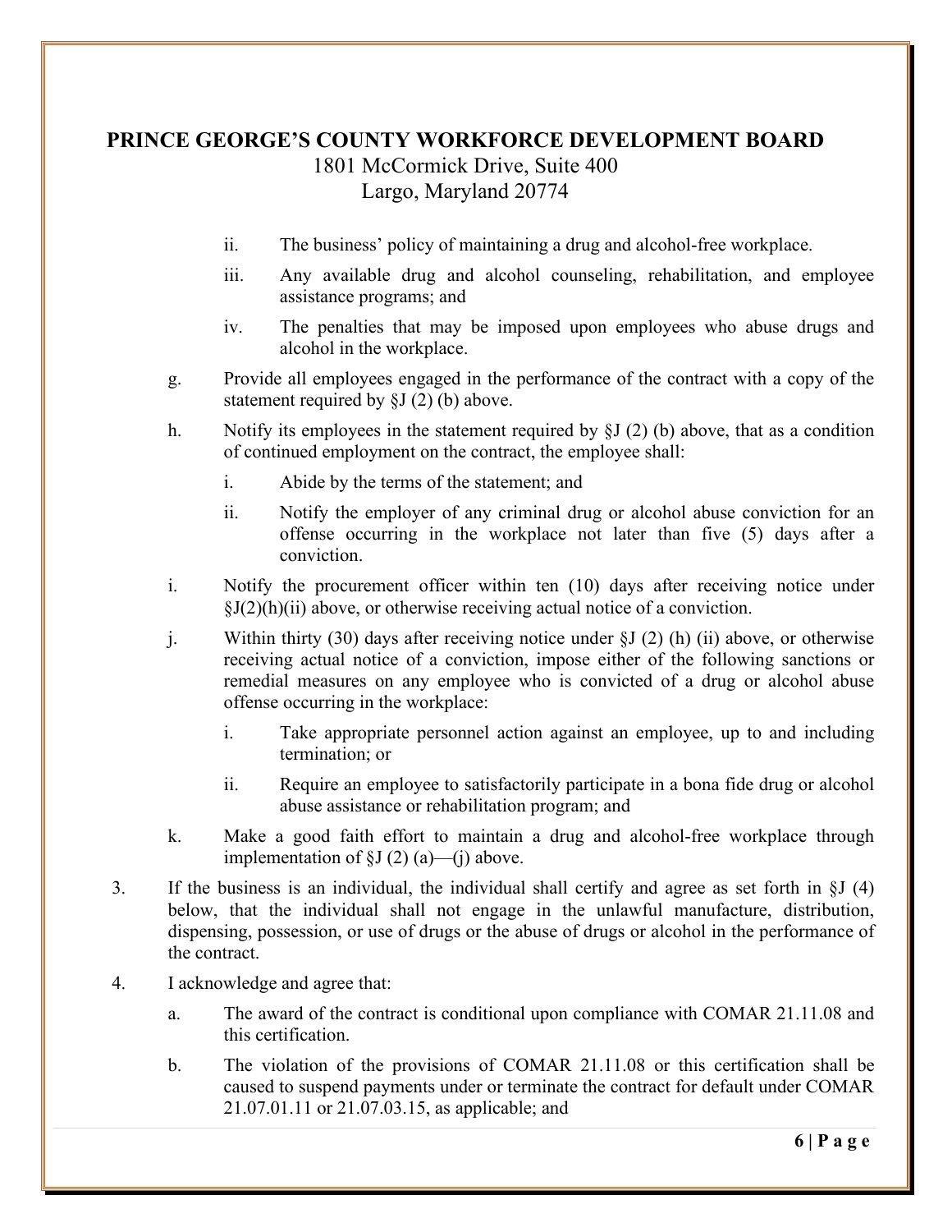ii. The business' policy of maintaining a drug and alcohol-free workplace.

iii. Any available drug and alcohol counseling, rehabilitation, and employee assistance programs; and

iv. The penalties that may be imposed upon employees who abuse drugs and alcohol in the workplace.

g. Provide all employees engaged in the performance of the contract with a copy of the statement required by §J (2) (b) above.

h. Notify its employees in the statement required by §J (2) (b) above, that as a condition of continued employment on the contract, the employee shall:

   i. Abide by the terms of the statement; and

   ii. Notify the employer of any criminal drug or alcohol abuse conviction for an offense occurring in the workplace not later than five (5) days after a conviction.

i. Notify the procurement officer within ten (10) days after receiving notice under §J(2)(h)(ii) above, or otherwise receiving actual notice of a conviction.

j. Within thirty (30) days after receiving notice under §J (2) (h) (ii) above, or otherwise receiving actual notice of a conviction, impose either of the following sanctions or remedial measures on any employee who is convicted of a drug or alcohol abuse offense occurring in the workplace:

   i. Take appropriate personnel action against an employee, up to and including termination; or

   ii. Require an employee to satisfactorily participate in a bona fide drug or alcohol abuse assistance or rehabilitation program; and

k. Make a good faith effort to maintain a drug and alcohol-free workplace through implementation of §J (2) (a)—(j) above.

3. If the business is an individual, the individual shall certify and agree as set forth in §J (4) below, that the individual shall not engage in the unlawful manufacture, distribution, dispensing, possession, or use of drugs or the abuse of drugs or alcohol in the performance of the contract.

4. I acknowledge and agree that:

   a. The award of the contract is conditional upon compliance with COMAR 21.11.08 and this certification.

   b. The violation of the provisions of COMAR 21.11.08 or this certification shall be caused to suspend payments under or terminate the contract for default under COMAR 21.07.01.11 or 21.07.03.15, as applicable; and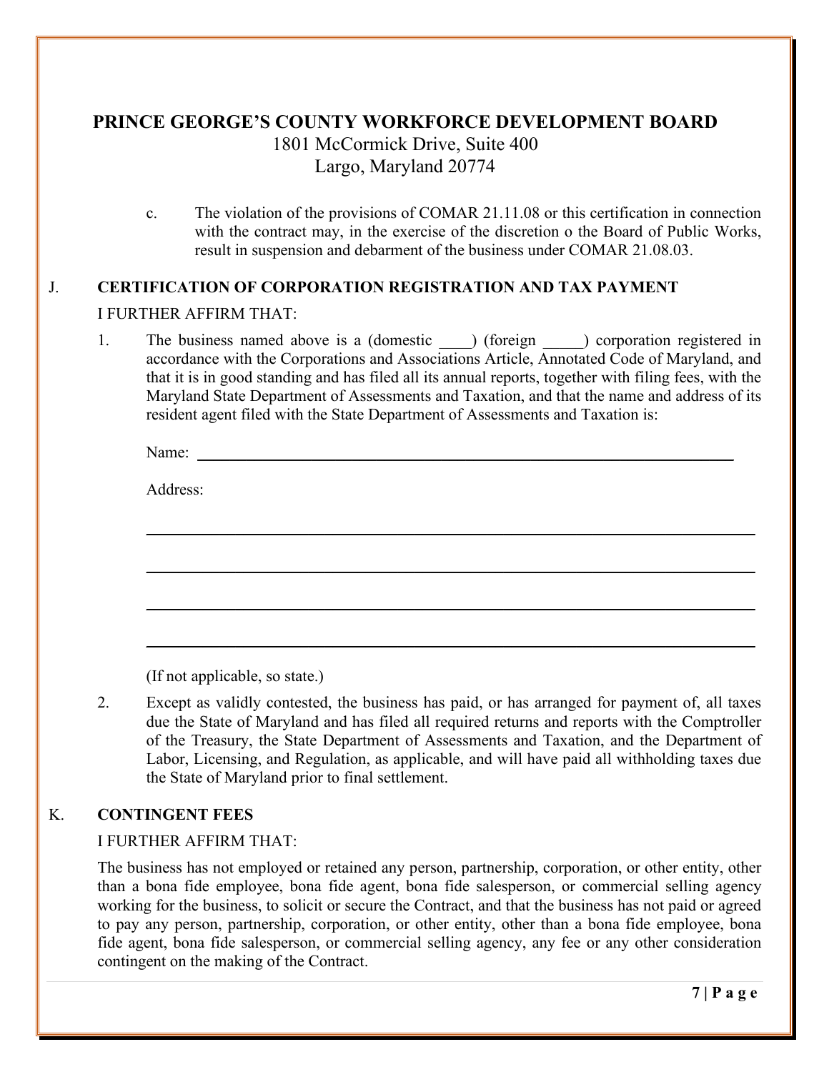**PRINCE GEORGE'S COUNTY WORKFORCE DEVELOPMENT BOARD**
1801 McCormick Drive, Suite 400
Largo, Maryland 20774

c. The violation of the provisions of COMAR 21.11.08 or this certification in connection with the contract may, in the exercise of the discretion o the Board of Public Works, result in suspension and debarment of the business under COMAR 21.08.03.

J. **CERTIFICATION OF CORPORATION REGISTRATION AND TAX PAYMENT**

I FURTHER AFFIRM THAT:

1. The business named above is a (domestic ____) (foreign _____) corporation registered in accordance with the Corporations and Associations Article, Annotated Code of Maryland, and that it is in good standing and has filed all its annual reports, together with filing fees, with the Maryland State Department of Assessments and Taxation, and that the name and address of its resident agent filed with the State Department of Assessments and Taxation is:

   Name: ______________________________________________________________

   Address:

   ______________________________________________________________

   ______________________________________________________________

   ______________________________________________________________

   ______________________________________________________________

   (If not applicable, so state.)

2. Except as validly contested, the business has paid, or has arranged for payment of, all taxes due the State of Maryland and has filed all required returns and reports with the Comptroller of the Treasury, the State Department of Assessments and Taxation, and the Department of Labor, Licensing, and Regulation, as applicable, and will have paid all withholding taxes due the State of Maryland prior to final settlement.

K. **CONTINGENT FEES**

I FURTHER AFFIRM THAT:

The business has not employed or retained any person, partnership, corporation, or other entity, other than a bona fide employee, bona fide agent, bona fide salesperson, or commercial selling agency working for the business, to solicit or secure the Contract, and that the business has not paid or agreed to pay any person, partnership, corporation, or other entity, other than a bona fide employee, bona fide agent, bona fide salesperson, or commercial selling agency, any fee or any other consideration contingent on the making of the Contract.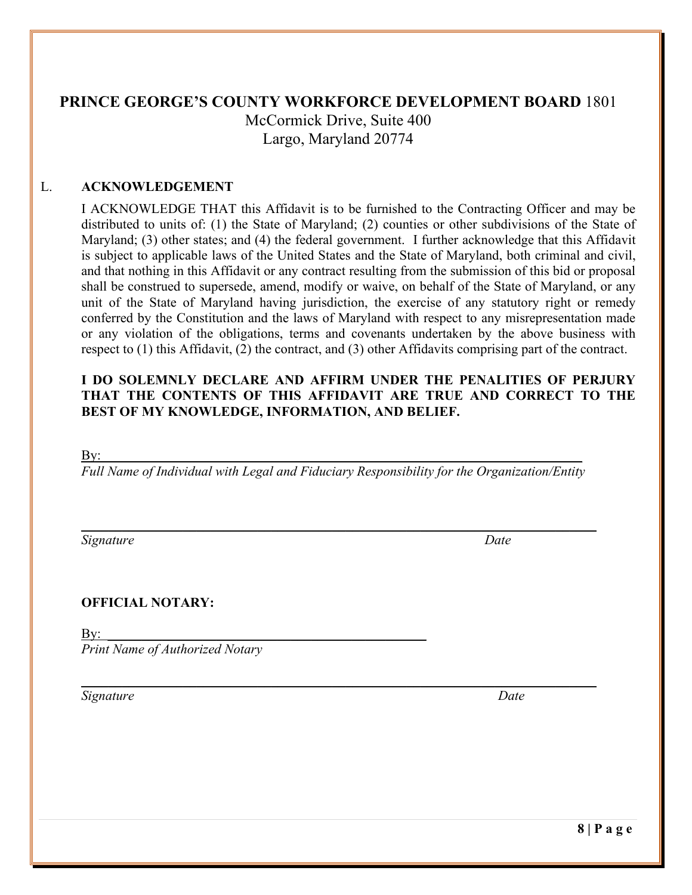**PRINCE GEORGE'S COUNTY WORKFORCE DEVELOPMENT BOARD** 1801 McCormick Drive, Suite 400
Largo, Maryland 20774

L. **ACKNOWLEDGEMENT**

I ACKNOWLEDGE THAT this Affidavit is to be furnished to the Contracting Officer and may be distributed to units of: (1) the State of Maryland; (2) counties or other subdivisions of the State of Maryland; (3) other states; and (4) the federal government. I further acknowledge that this Affidavit is subject to applicable laws of the United States and the State of Maryland, both criminal and civil, and that nothing in this Affidavit or any contract resulting from the submission of this bid or proposal shall be construed to supersede, amend, modify or waive, on behalf of the State of Maryland, or any unit of the State of Maryland having jurisdiction, the exercise of any statutory right or remedy conferred by the Constitution and the laws of Maryland with respect to any misrepresentation made or any violation of the obligations, terms and covenants undertaken by the above business with respect to (1) this Affidavit, (2) the contract, and (3) other Affidavits comprising part of the contract.

**I DO SOLEMNLY DECLARE AND AFFIRM UNDER THE PENALITIES OF PERJURY THAT THE CONTENTS OF THIS AFFIDAVIT ARE TRUE AND CORRECT TO THE BEST OF MY KNOWLEDGE, INFORMATION, AND BELIEF.**

By:\_\_\_\_\_\_\_\_\_\_\_\_\_\_\_\_\_\_\_\_\_\_\_\_\_\_\_\_\_\_\_\_\_\_\_\_\_\_\_\_\_\_\_\_\_\_\_\_\_\_\_\_\_\_\_\_\_\_\_\_\_\_
*Full Name of Individual with Legal and Fiduciary Responsibility for the Organization/Entity*

\_\_\_\_\_\_\_\_\_\_\_\_\_\_\_\_\_\_\_\_\_\_\_\_\_\_\_\_\_\_\_\_\_\_\_\_\_\_\_\_\_\_\_\_\_\_\_\_\_\_\_\_\_\_\_\_\_\_\_\_\_\_\_\_
*Signature* *Date*

**OFFICIAL NOTARY:**

By: \_\_\_\_\_\_\_\_\_\_\_\_\_\_\_\_\_\_\_\_\_\_\_\_\_\_\_\_\_\_\_\_\_\_\_\_\_\_\_\_\_\_\_\_
*Print Name of Authorized Notary*

\_\_\_\_\_\_\_\_\_\_\_\_\_\_\_\_\_\_\_\_\_\_\_\_\_\_\_\_\_\_\_\_\_\_\_\_\_\_\_\_\_\_\_\_\_\_\_\_\_\_\_\_\_\_\_\_\_\_\_\_\_\_\_\_
*Signature* *Date*